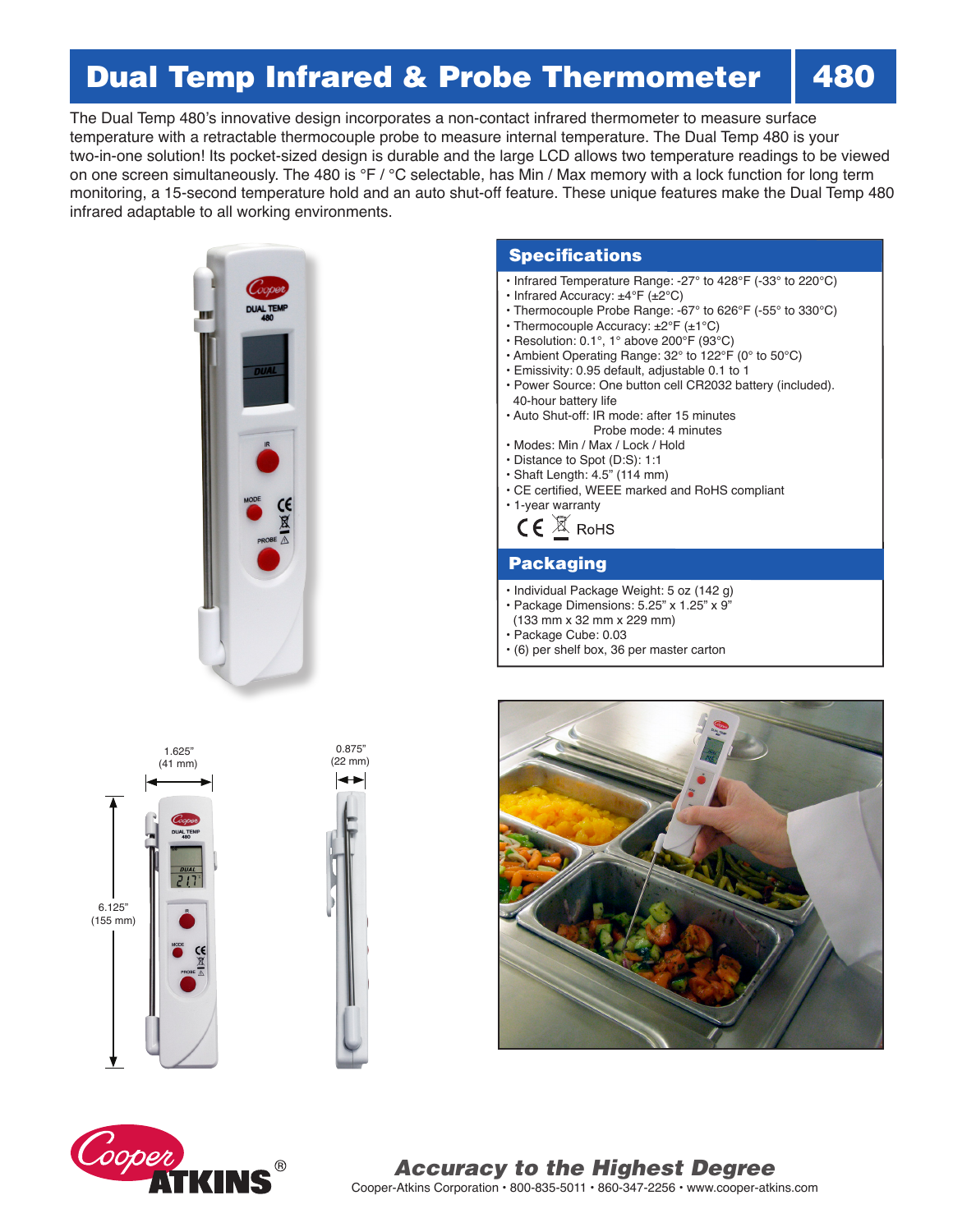# Dual Temp Infrared & Probe Thermometer 480

The Dual Temp 480's innovative design incorporates a non-contact infrared thermometer to measure surface temperature with a retractable thermocouple probe to measure internal temperature. The Dual Temp 480 is your two-in-one solution! Its pocket-sized design is durable and the large LCD allows two temperature readings to be viewed on one screen simultaneously. The 480 is °F / °C selectable, has Min / Max memory with a lock function for long term monitoring, a 15-second temperature hold and an auto shut-off feature. These unique features make the Dual Temp 480 infrared adaptable to all working environments.

## Specifications

- Infrared Temperature Range: -27° to 428°F (-33° to 220°C)
- Infrared Accuracy: ±4°F (±2°C)
- Thermocouple Probe Range: -67° to 626°F (-55° to 330°C)
- Thermocouple Accuracy: ±2°F (±1°C)
- Resolution: 0.1°, 1° above 200°F (93°C)
- Ambient Operating Range: 32° to 122°F (0° to 50°C)
- Emissivity: 0.95 default, adjustable 0.1 to 1
- Power Source: One button cell CR2032 battery (included). 40-hour battery life
- Auto Shut-off: IR mode: after 15 minutes
  Probe mode: 4 minutes
- Modes: Min / Max / Lock / Hold
- Distance to Spot (D:S): 1:1
- Shaft Length: 4.5" (114 mm)
- CE certified, WEEE marked and RoHS compliant
- 1-year warranty

CE RoHS

## Packaging

- Individual Package Weight: 5 oz (142 g)
- Package Dimensions: 5.25" x 1.25" x 9" (133 mm x 32 mm x 229 mm)
- Package Cube: 0.03
- (6) per shelf box, 36 per master carton

1.625" (41 mm)

0.875" (22 mm)

6.125" (155 mm)

Cooper ATKINS®

***Accuracy to the Highest Degree***

Cooper-Atkins Corporation • 800-835-5011 • 860-347-2256 • www.cooper-atkins.com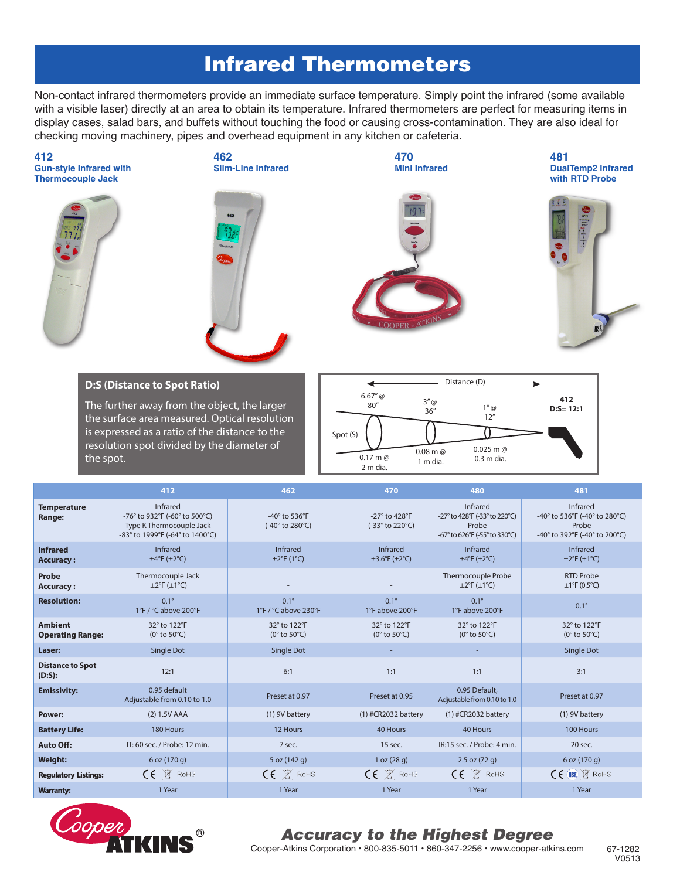# Infrared Thermometers

Non-contact infrared thermometers provide an immediate surface temperature. Simply point the infrared (some available with a visible laser) directly at an area to obtain its temperature. Infrared thermometers are perfect for measuring items in display cases, salad bars, and buffets without touching the food or causing cross-contamination. They are also ideal for checking moving machinery, pipes and overhead equipment in any kitchen or cafeteria.

**412**
**Gun-style Infrared with Thermocouple Jack**

**462**
**Slim-Line Infrared**

**470**
**Mini Infrared**

**481**
**DualTemp2 Infrared with RTD Probe**

### D:S (Distance to Spot Ratio)

The further away from the object, the larger the surface area measured. Optical resolution is expressed as a ratio of the distance to the resolution spot divided by the diameter of the spot.

Distance (D)
Spot (S)
6.67" @ 80"
3" @ 36"
1" @ 12"
0.17 m @ 2 m dia.
0.08 m @ 1 m dia.
0.025 m @ 0.3 m dia.
412
D:S= 12:1

| | 412 | 462 | 470 | 480 | 481 |
|---|---|---|---|---|---|
| **Temperature Range:** | Infrared<br>-76° to 932°F (-60° to 500°C)<br>Type K Thermocouple Jack<br>-83° to 1999°F (-64° to 1400°C) | -40° to 536°F<br>(-40° to 280°C) | -27° to 428°F<br>(-33° to 220°C) | Infrared<br>-27° to 428°F (-33° to 220°C)<br>Probe<br>-67° to 626°F (-55° to 330°C) | Infrared<br>-40° to 536°F (-40° to 280°C)<br>Probe<br>-40° to 392°F (-40° to 200°C) |
| **Infrared Accuracy :** | Infrared<br>±4°F (±2°C) | Infrared<br>±2°F (1°C) | Infrared<br>±3.6°F (±2°C) | Infrared<br>±4°F (±2°C) | Infrared<br>±2°F (±1°C) |
| **Probe Accuracy :** | Thermocouple Jack<br>±2°F (±1°C) | - | - | Thermocouple Probe<br>±2°F (±1°C) | RTD Probe<br>±1°F (0.5°C) |
| **Resolution:** | 0.1°<br>1°F / °C above 200°F | 0.1°<br>1°F / °C above 230°F | 0.1°<br>1°F above 200°F | 0.1°<br>1°F above 200°F | 0.1° |
| **Ambient Operating Range:** | 32° to 122°F<br>(0° to 50°C) | 32° to 122°F<br>(0° to 50°C) | 32° to 122°F<br>(0° to 50°C) | 32° to 122°F<br>(0° to 50°C) | 32° to 122°F<br>(0° to 50°C) |
| **Laser:** | Single Dot | Single Dot | - | - | Single Dot |
| **Distance to Spot (D:S):** | 12:1 | 6:1 | 1:1 | 1:1 | 3:1 |
| **Emissivity:** | 0.95 default<br>Adjustable from 0.10 to 1.0 | Preset at 0.97 | Preset at 0.95 | 0.95 Default,<br>Adjustable from 0.10 to 1.0 | Preset at 0.97 |
| **Power:** | (2) 1.5V AAA | (1) 9V battery | (1) #CR2032 battery | (1) #CR2032 battery | (1) 9V battery |
| **Battery Life:** | 180 Hours | 12 Hours | 40 Hours | 40 Hours | 100 Hours |
| **Auto Off:** | IT: 60 sec. / Probe: 12 min. | 7 sec. | 15 sec. | IR:15 sec. / Probe: 4 min. | 20 sec. |
| **Weight:** | 6 oz (170 g) | 5 oz (142 g) | 1 oz (28 g) | 2.5 oz (72 g) | 6 oz (170 g) |
| **Regulatory Listings:** | CE RoHS | CE RoHS | CE RoHS | CE RoHS | CE NSF RoHS |
| **Warranty:** | 1 Year | 1 Year | 1 Year | 1 Year | 1 Year |

Cooper ATKINS®

***Accuracy to the Highest Degree***

Cooper-Atkins Corporation • 800-835-5011 • 860-347-2256 • www.cooper-atkins.com

67-1282
V0513